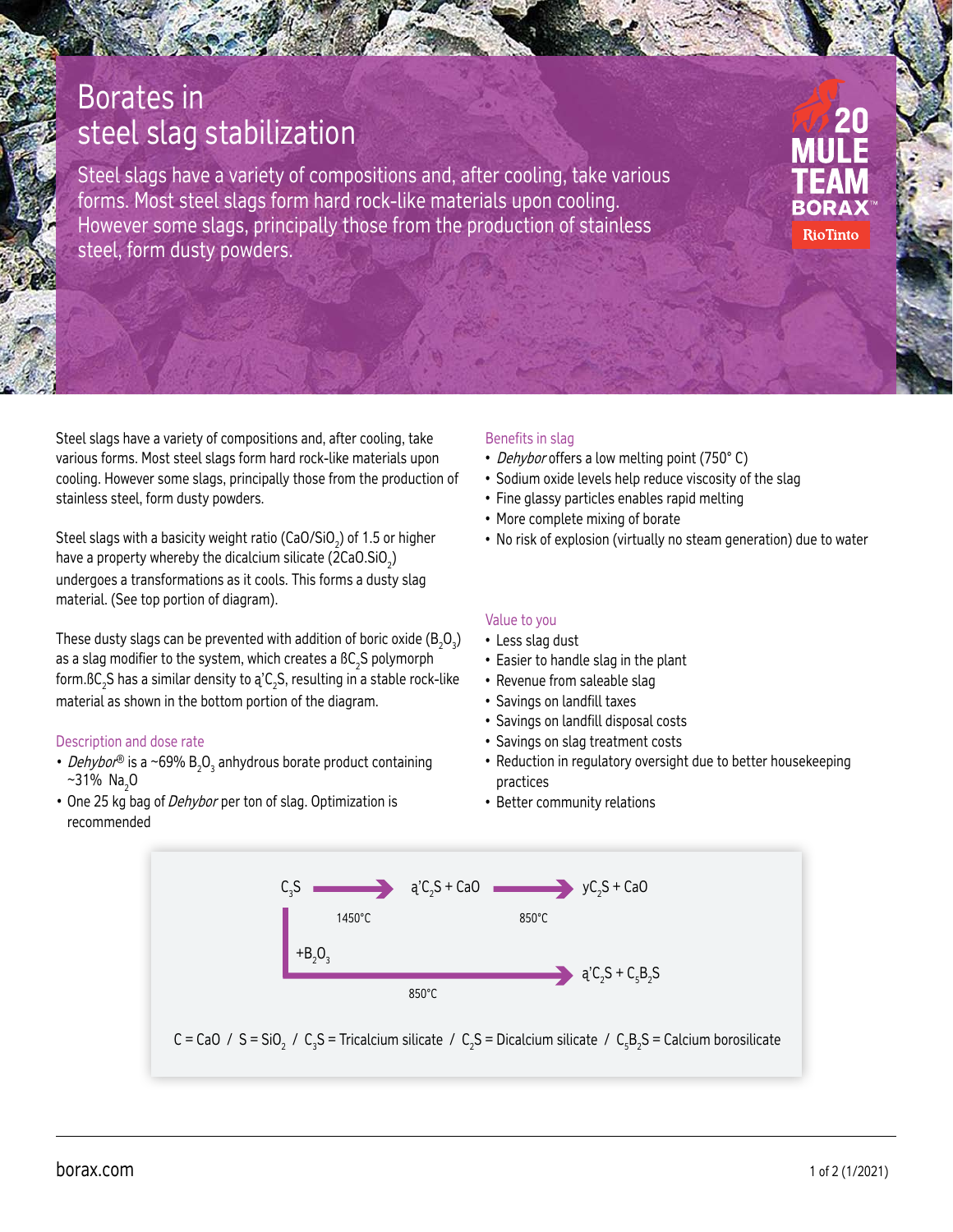# Borates in steel slag stabilization

Steel slags have a variety of compositions and, after cooling, take various forms. Most steel slags form hard rock-like materials upon cooling. However some slags, principally those from the production of stainless steel, form dusty powders.

20 MULE TEAM BORAX™ RioTinto

Steel slags have a variety of compositions and, after cooling, take various forms. Most steel slags form hard rock-like materials upon cooling. However some slags, principally those from the production of stainless steel, form dusty powders.

Steel slags with a basicity weight ratio ($CaO/SiO_2$) of 1.5 or higher have a property whereby the dicalcium silicate ($2CaO.SiO_2$) undergoes a transformations as it cools. This forms a dusty slag material. (See top portion of diagram).

These dusty slags can be prevented with addition of boric oxide ($B_2O_3$) as a slag modifier to the system, which creates a ß$C_2S$ polymorph form.ß$C_2S$ has a similar density to ą'$C_2S$, resulting in a stable rock-like material as shown in the bottom portion of the diagram.

## Description and dose rate

- *Dehybor*® is a ~69% $B_2O_3$ anhydrous borate product containing ~31% $Na_2O$
- One 25 kg bag of *Dehybor* per ton of slag. Optimization is recommended

## Benefits in slag

- *Dehybor* offers a low melting point (750° C)
- Sodium oxide levels help reduce viscosity of the slag
- Fine glassy particles enables rapid melting
- More complete mixing of borate
- No risk of explosion (virtually no steam generation) due to water

## Value to you

- Less slag dust
- Easier to handle slag in the plant
- Revenue from saleable slag
- Savings on landfill taxes
- Savings on landfill disposal costs
- Savings on slag treatment costs
- Reduction in regulatory oversight due to better housekeeping practices
- Better community relations

$C_3S$ → (1450°C) → ą'$C_2S$ + CaO → (850°C) → y$C_2S$ + CaO

$C_3S$ → (+$B_2O_3$, 850°C) → ą'$C_2S$ + $C_5B_2S$

C = CaO / S = $SiO_2$ / $C_3S$ = Tricalcium silicate / $C_2S$ = Dicalcium silicate / $C_5B_2S$ = Calcium borosilicate

borax.com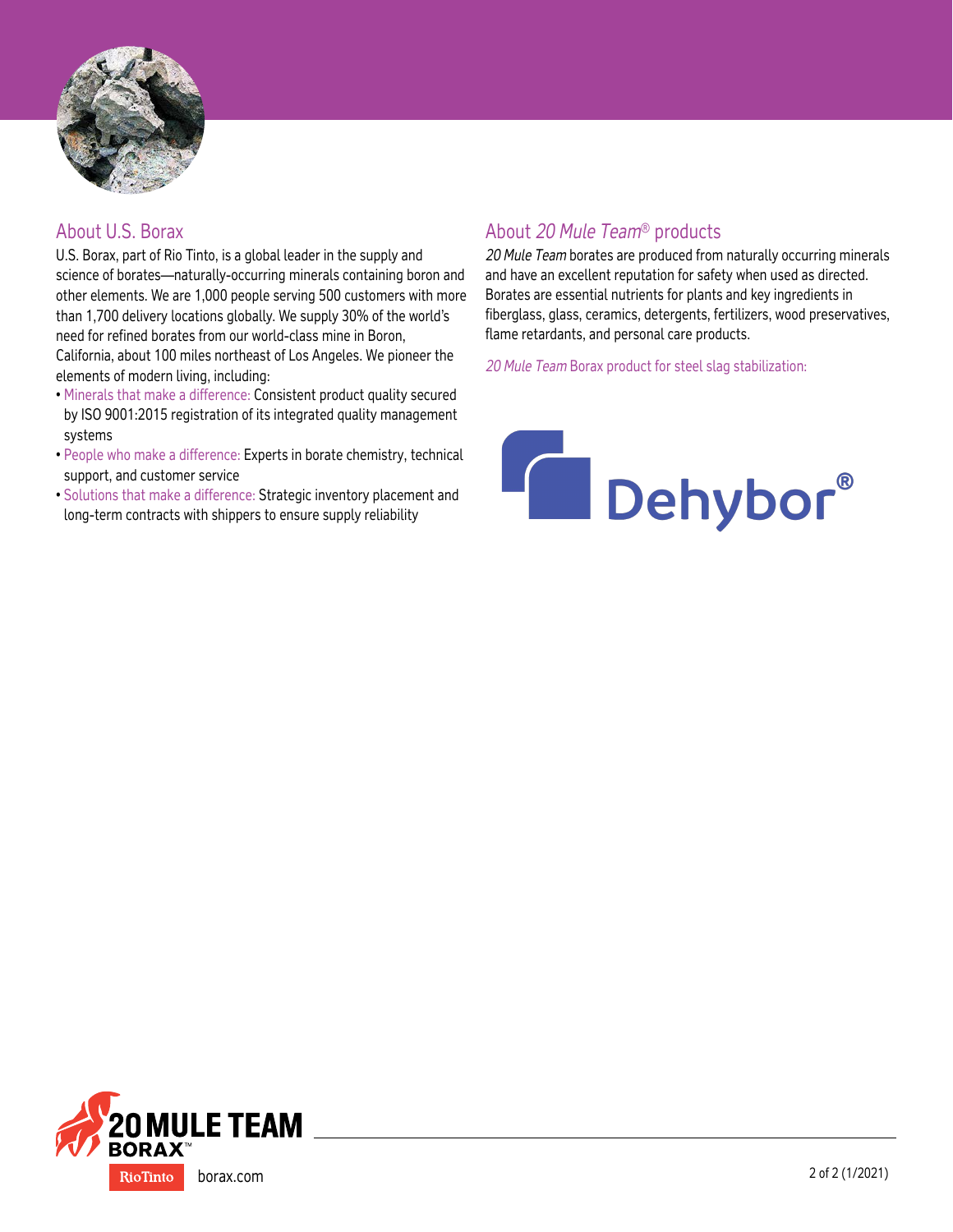## About U.S. Borax

U.S. Borax, part of Rio Tinto, is a global leader in the supply and science of borates—naturally-occurring minerals containing boron and other elements. We are 1,000 people serving 500 customers with more than 1,700 delivery locations globally. We supply 30% of the world's need for refined borates from our world-class mine in Boron, California, about 100 miles northeast of Los Angeles. We pioneer the elements of modern living, including:

- Minerals that make a difference: Consistent product quality secured by ISO 9001:2015 registration of its integrated quality management systems
- People who make a difference: Experts in borate chemistry, technical support, and customer service
- Solutions that make a difference: Strategic inventory placement and long-term contracts with shippers to ensure supply reliability

## About *20 Mule Team*® products

*20 Mule Team* borates are produced from naturally occurring minerals and have an excellent reputation for safety when used as directed. Borates are essential nutrients for plants and key ingredients in fiberglass, glass, ceramics, detergents, fertilizers, wood preservatives, flame retardants, and personal care products.

*20 Mule Team* Borax product for steel slag stabilization:

Dehybor®

20 MULE TEAM BORAX™

RioTinto

borax.com